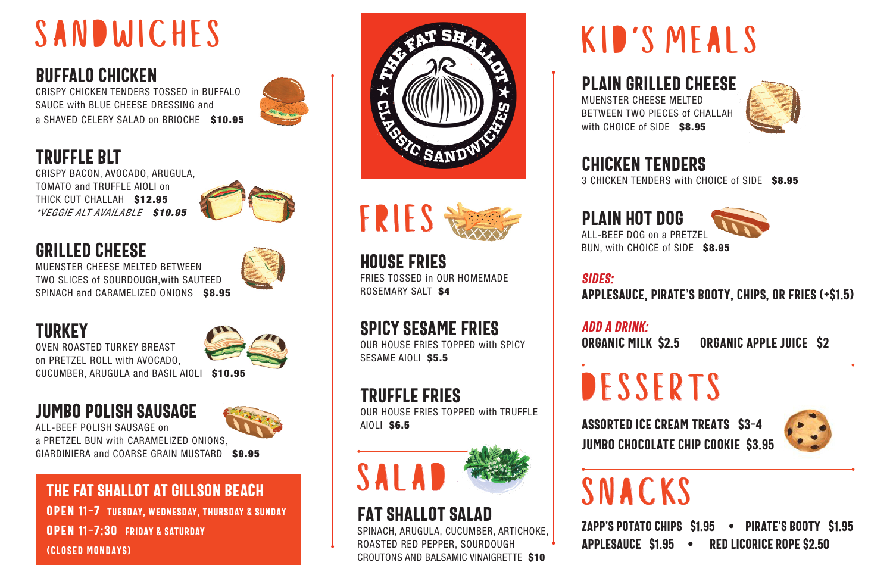# SANDWICHES

## BUFFALO CHICKEN

CRISPY CHICKEN TENDERS TOSSED in BUFFALO SAUCE with BLUE CHEESE DRESSING and a SHAVED CELERY SALAD on BRIOCHE **$10.95**

## TRUFFLE BLT

CRISPY BACON, AVOCADO, ARUGULA, TOMATO and TRUFFLE AIOLI on THICK CUT CHALLAH **$12.95**
*\*VEGGIE ALT AVAILABLE* ***$10.95***

## GRILLED CHEESE

MUENSTER CHEESE MELTED BETWEEN TWO SLICES of SOURDOUGH,with SAUTEED SPINACH and CARAMELIZED ONIONS **$8.95**

## TURKEY

OVEN ROASTED TURKEY BREAST on PRETZEL ROLL with AVOCADO, CUCUMBER, ARUGULA and BASIL AIOLI **$10.95**

## JUMBO POLISH SAUSAGE

ALL-BEEF POLISH SAUSAGE on a PRETZEL BUN with CARAMELIZED ONIONS, GIARDINIERA and COARSE GRAIN MUSTARD **$9.95**

**THE FAT SHALLOT AT GILLSON BEACH**

**OPEN 11-7** TUESDAY, WEDNESDAY, THURSDAY & SUNDAY

**OPEN 11-7:30** FRIDAY & SATURDAY

(CLOSED MONDAYS)

THE FAT SHALLOT ★ CLASSIC SANDWICHES ★

# FRIES

## HOUSE FRIES

FRIES TOSSED in OUR HOMEMADE ROSEMARY SALT **$4**

## SPICY SESAME FRIES

OUR HOUSE FRIES TOPPED with SPICY SESAME AIOLI **$5.5**

## TRUFFLE FRIES

OUR HOUSE FRIES TOPPED with TRUFFLE AIOLI **$6.5**

# SALAD

## FAT SHALLOT SALAD

SPINACH, ARUGULA, CUCUMBER, ARTICHOKE, ROASTED RED PEPPER, SOURDOUGH CROUTONS AND BALSAMIC VINAIGRETTE **$10**

# KID'S MEALS

## PLAIN GRILLED CHEESE

MUENSTER CHEESE MELTED BETWEEN TWO PIECES of CHALLAH with CHOICE of SIDE **$8.95**

## CHICKEN TENDERS

3 CHICKEN TENDERS with CHOICE of SIDE **$8.95**

## PLAIN HOT DOG

ALL-BEEF DOG on a PRETZEL BUN, with CHOICE of SIDE **$8.95**

***SIDES:***
**APPLESAUCE, PIRATE'S BOOTY, CHIPS, OR FRIES (+$1.5)**

***ADD A DRINK:***
**ORGANIC MILK $2.5** **ORGANIC APPLE JUICE $2**

# DESSERTS

**ASSORTED ICE CREAM TREATS $3-4**
**JUMBO CHOCOLATE CHIP COOKIE $3.95**

# SNACKS

**ZAPP'S POTATO CHIPS $1.95** • **PIRATE'S BOOTY $1.95**
**APPLESAUCE $1.95** • **RED LICORICE ROPE $2.50**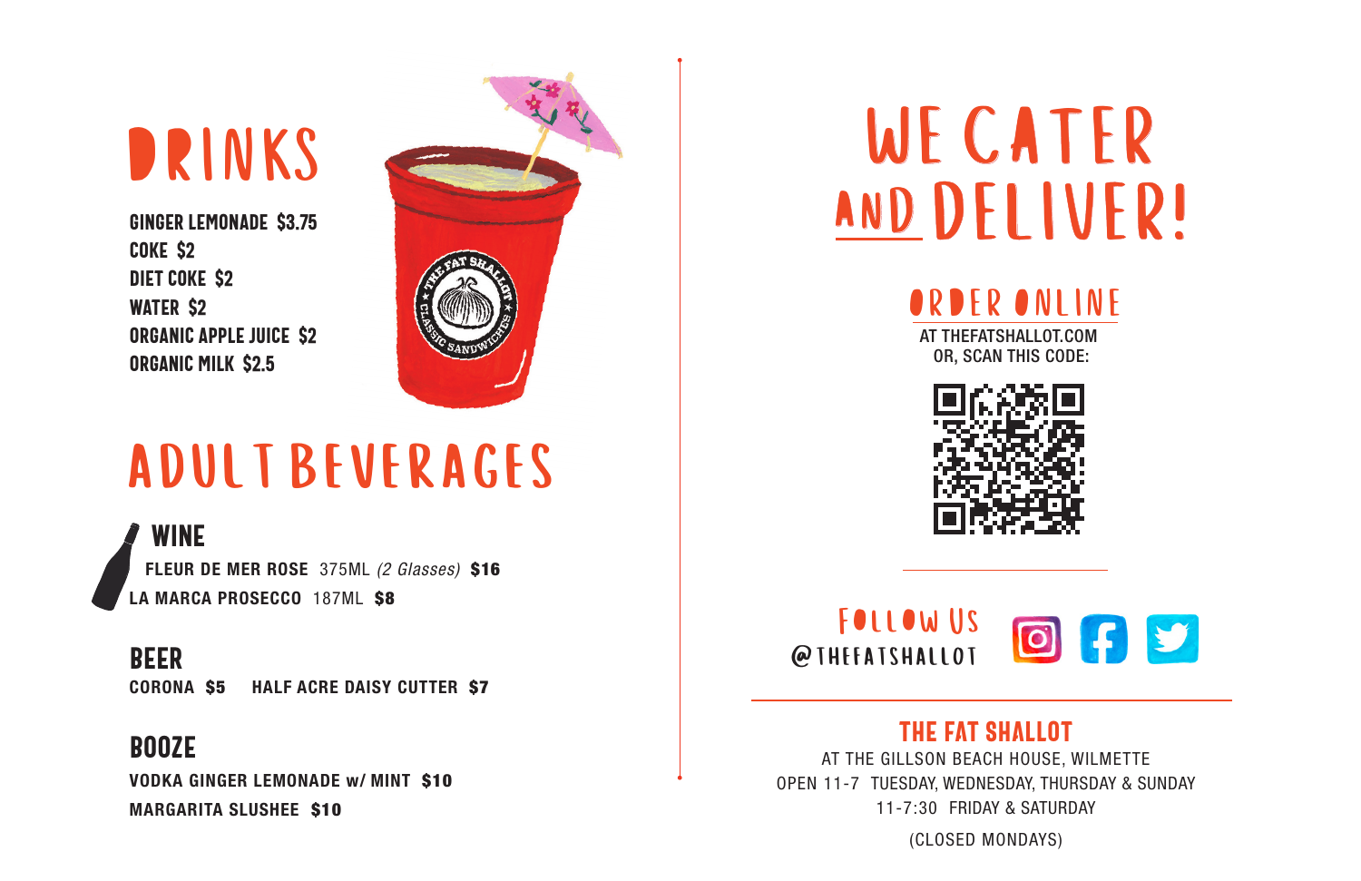# DRINKS

GINGER LEMONADE $3.75
COKE $2
DIET COKE $2
WATER $2
ORGANIC APPLE JUICE $2
ORGANIC MILK $2.5

# ADULT BEVERAGES

## WINE

**FLEUR DE MER ROSE** 375ML *(2 Glasses)* **$16**
**LA MARCA PROSECCO** 187ML **$8**

## BEER

**CORONA $5** **HALF ACRE DAISY CUTTER $7**

## BOOZE

**VODKA GINGER LEMONADE w/ MINT $10**
**MARGARITA SLUSHEE $10**

# WE CATER AND DELIVER!

## ORDER ONLINE

AT THEFATSHALLOT.COM
OR, SCAN THIS CODE:

FOLLOW US
@THEFATSHALLOT

## THE FAT SHALLOT

AT THE GILLSON BEACH HOUSE, WILMETTE
OPEN 11-7 TUESDAY, WEDNESDAY, THURSDAY & SUNDAY
11-7:30 FRIDAY & SATURDAY

(CLOSED MONDAYS)